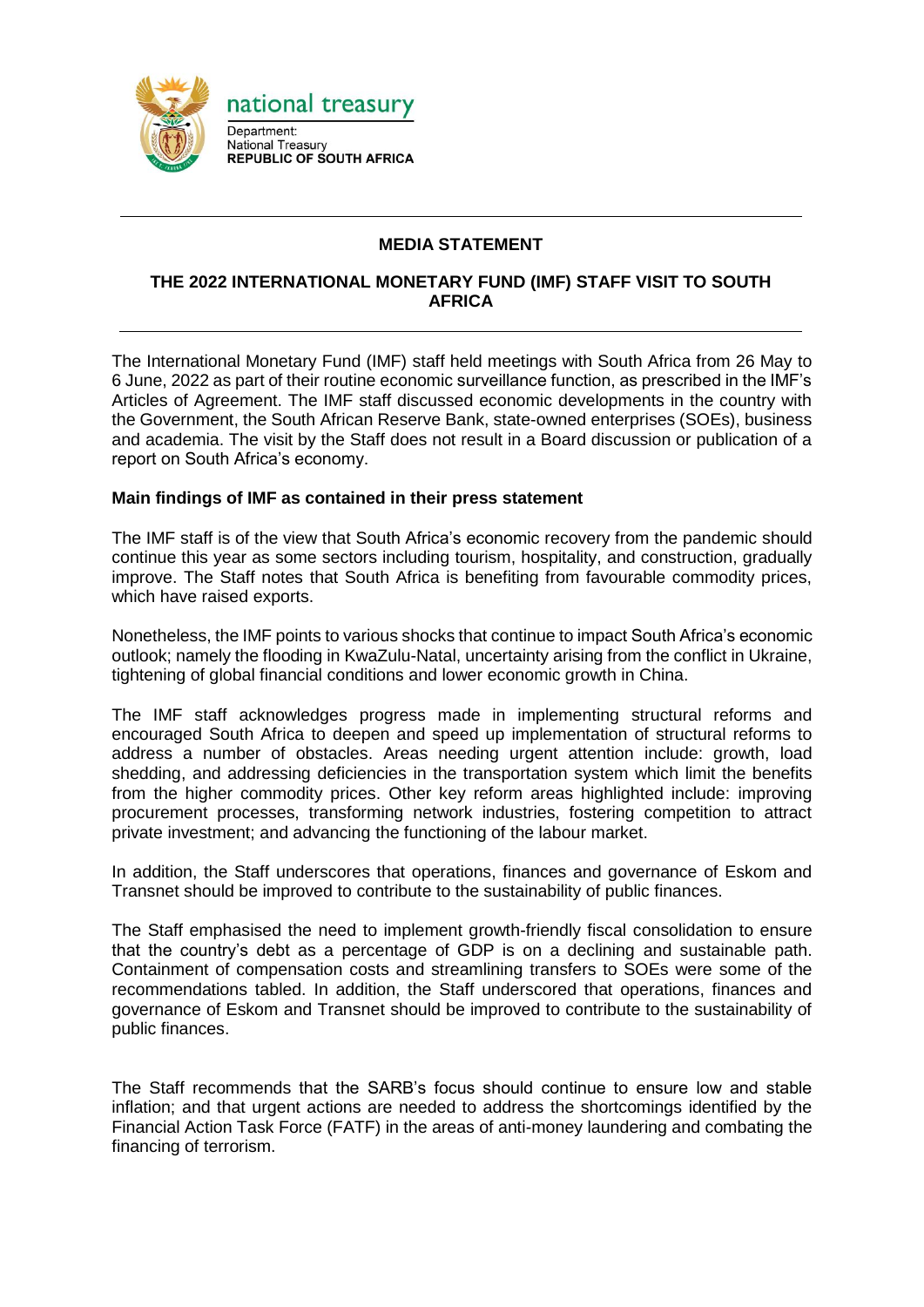national treasury

Department:
National Treasury
**REPUBLIC OF SOUTH AFRICA**

---

## MEDIA STATEMENT

## THE 2022 INTERNATIONAL MONETARY FUND (IMF) STAFF VISIT TO SOUTH AFRICA

---

The International Monetary Fund (IMF) staff held meetings with South Africa from 26 May to 6 June, 2022 as part of their routine economic surveillance function, as prescribed in the IMF's Articles of Agreement. The IMF staff discussed economic developments in the country with the Government, the South African Reserve Bank, state-owned enterprises (SOEs), business and academia. The visit by the Staff does not result in a Board discussion or publication of a report on South Africa's economy.

**Main findings of IMF as contained in their press statement**

The IMF staff is of the view that South Africa's economic recovery from the pandemic should continue this year as some sectors including tourism, hospitality, and construction, gradually improve. The Staff notes that South Africa is benefiting from favourable commodity prices, which have raised exports.

Nonetheless, the IMF points to various shocks that continue to impact South Africa's economic outlook; namely the flooding in KwaZulu-Natal, uncertainty arising from the conflict in Ukraine, tightening of global financial conditions and lower economic growth in China.

The IMF staff acknowledges progress made in implementing structural reforms and encouraged South Africa to deepen and speed up implementation of structural reforms to address a number of obstacles. Areas needing urgent attention include: growth, load shedding, and addressing deficiencies in the transportation system which limit the benefits from the higher commodity prices. Other key reform areas highlighted include: improving procurement processes, transforming network industries, fostering competition to attract private investment; and advancing the functioning of the labour market.

In addition, the Staff underscores that operations, finances and governance of Eskom and Transnet should be improved to contribute to the sustainability of public finances.

The Staff emphasised the need to implement growth-friendly fiscal consolidation to ensure that the country's debt as a percentage of GDP is on a declining and sustainable path. Containment of compensation costs and streamlining transfers to SOEs were some of the recommendations tabled. In addition, the Staff underscored that operations, finances and governance of Eskom and Transnet should be improved to contribute to the sustainability of public finances.

The Staff recommends that the SARB's focus should continue to ensure low and stable inflation; and that urgent actions are needed to address the shortcomings identified by the Financial Action Task Force (FATF) in the areas of anti-money laundering and combating the financing of terrorism.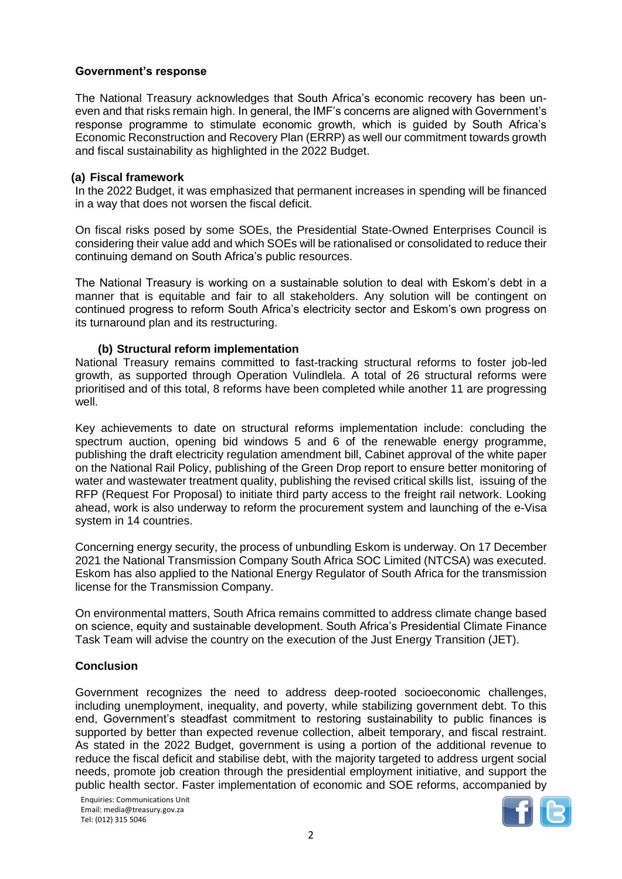**Government's response**

The National Treasury acknowledges that South Africa's economic recovery has been uneven and that risks remain high. In general, the IMF's concerns are aligned with Government's response programme to stimulate economic growth, which is guided by South Africa's Economic Reconstruction and Recovery Plan (ERRP) as well our commitment towards growth and fiscal sustainability as highlighted in the 2022 Budget.

**(a) Fiscal framework**

In the 2022 Budget, it was emphasized that permanent increases in spending will be financed in a way that does not worsen the fiscal deficit.

On fiscal risks posed by some SOEs, the Presidential State-Owned Enterprises Council is considering their value add and which SOEs will be rationalised or consolidated to reduce their continuing demand on South Africa's public resources.

The National Treasury is working on a sustainable solution to deal with Eskom's debt in a manner that is equitable and fair to all stakeholders. Any solution will be contingent on continued progress to reform South Africa's electricity sector and Eskom's own progress on its turnaround plan and its restructuring.

**(b) Structural reform implementation**

National Treasury remains committed to fast-tracking structural reforms to foster job-led growth, as supported through Operation Vulindlela. A total of 26 structural reforms were prioritised and of this total, 8 reforms have been completed while another 11 are progressing well.

Key achievements to date on structural reforms implementation include: concluding the spectrum auction, opening bid windows 5 and 6 of the renewable energy programme, publishing the draft electricity regulation amendment bill, Cabinet approval of the white paper on the National Rail Policy, publishing of the Green Drop report to ensure better monitoring of water and wastewater treatment quality, publishing the revised critical skills list, issuing of the RFP (Request For Proposal) to initiate third party access to the freight rail network. Looking ahead, work is also underway to reform the procurement system and launching of the e-Visa system in 14 countries.

Concerning energy security, the process of unbundling Eskom is underway. On 17 December 2021 the National Transmission Company South Africa SOC Limited (NTCSA) was executed. Eskom has also applied to the National Energy Regulator of South Africa for the transmission license for the Transmission Company.

On environmental matters, South Africa remains committed to address climate change based on science, equity and sustainable development. South Africa's Presidential Climate Finance Task Team will advise the country on the execution of the Just Energy Transition (JET).

**Conclusion**

Government recognizes the need to address deep-rooted socioeconomic challenges, including unemployment, inequality, and poverty, while stabilizing government debt. To this end, Government's steadfast commitment to restoring sustainability to public finances is supported by better than expected revenue collection, albeit temporary, and fiscal restraint. As stated in the 2022 Budget, government is using a portion of the additional revenue to reduce the fiscal deficit and stabilise debt, with the majority targeted to address urgent social needs, promote job creation through the presidential employment initiative, and support the public health sector. Faster implementation of economic and SOE reforms, accompanied by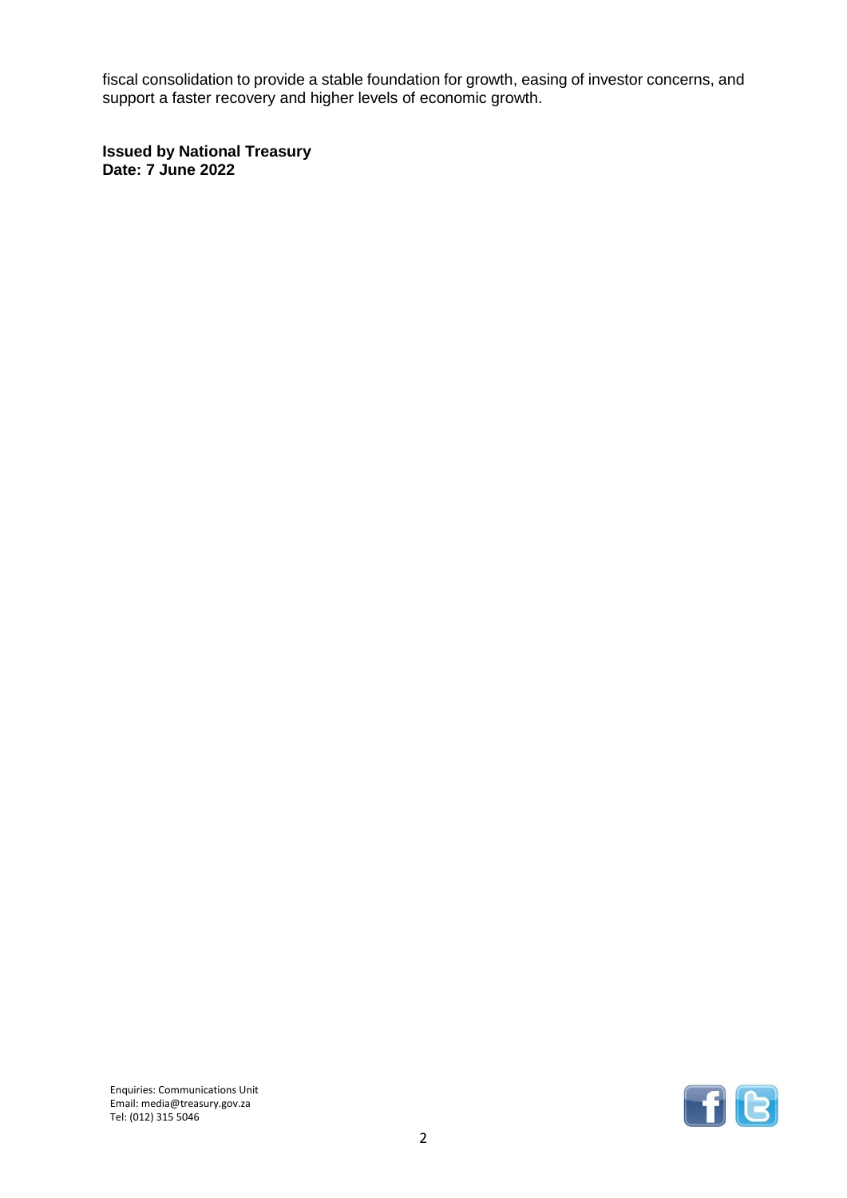fiscal consolidation to provide a stable foundation for growth, easing of investor concerns, and support a faster recovery and higher levels of economic growth.

**Issued by National Treasury**
**Date: 7 June 2022**

Enquiries: Communications Unit
Email: media@treasury.gov.za
Tel: (012) 315 5046